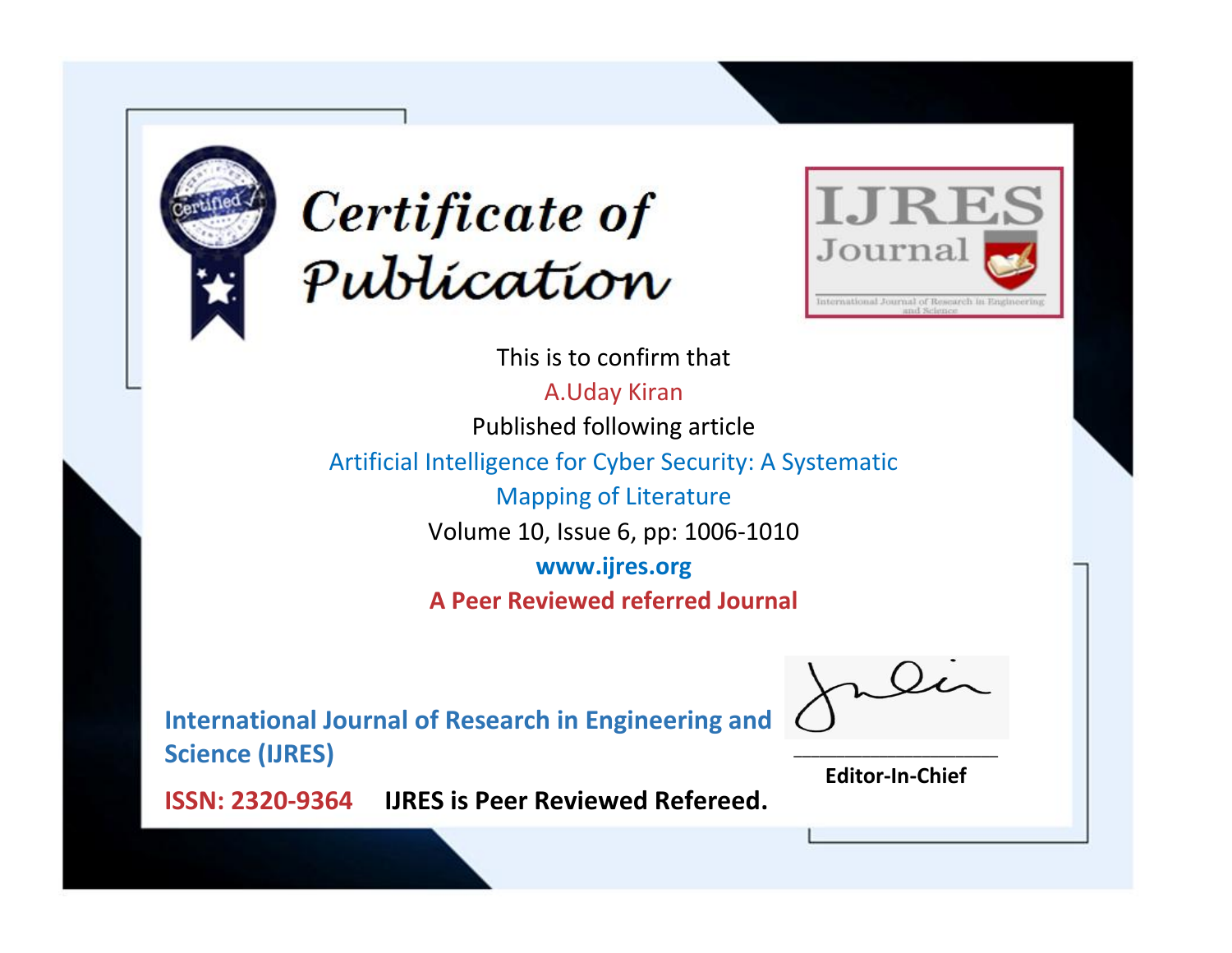# Certificate of Publication

IJRES Journal

International Journal of Research in Engineering and Science

This is to confirm that

A.Uday Kiran

Published following article

Artificial Intelligence for Cyber Security: A Systematic Mapping of Literature

Volume 10, Issue 6, pp: 1006-1010

**www.ijres.org**

**A Peer Reviewed referred Journal**

**International Journal of Research in Engineering and Science (IJRES)**

**ISSN: 2320-9364** **IJRES is Peer Reviewed Refereed.**

**Editor-In-Chief**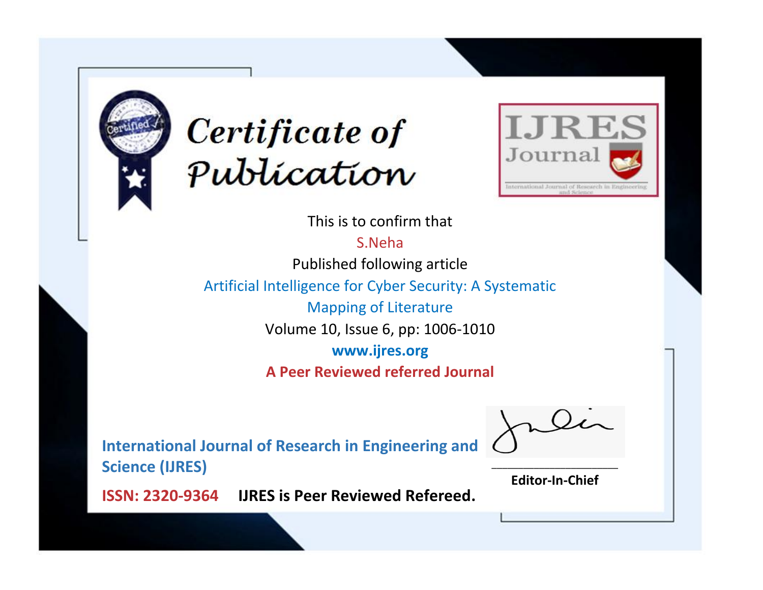# Certificate of Publication

IJRES Journal

International Journal of Research in Engineering and Science

This is to confirm that

S.Neha

Published following article

Artificial Intelligence for Cyber Security: A Systematic Mapping of Literature

Volume 10, Issue 6, pp: 1006-1010

www.ijres.org

**A Peer Reviewed referred Journal**

**International Journal of Research in Engineering and Science (IJRES)**

**ISSN: 2320-9364** **IJRES is Peer Reviewed Refereed.**

**Editor-In-Chief**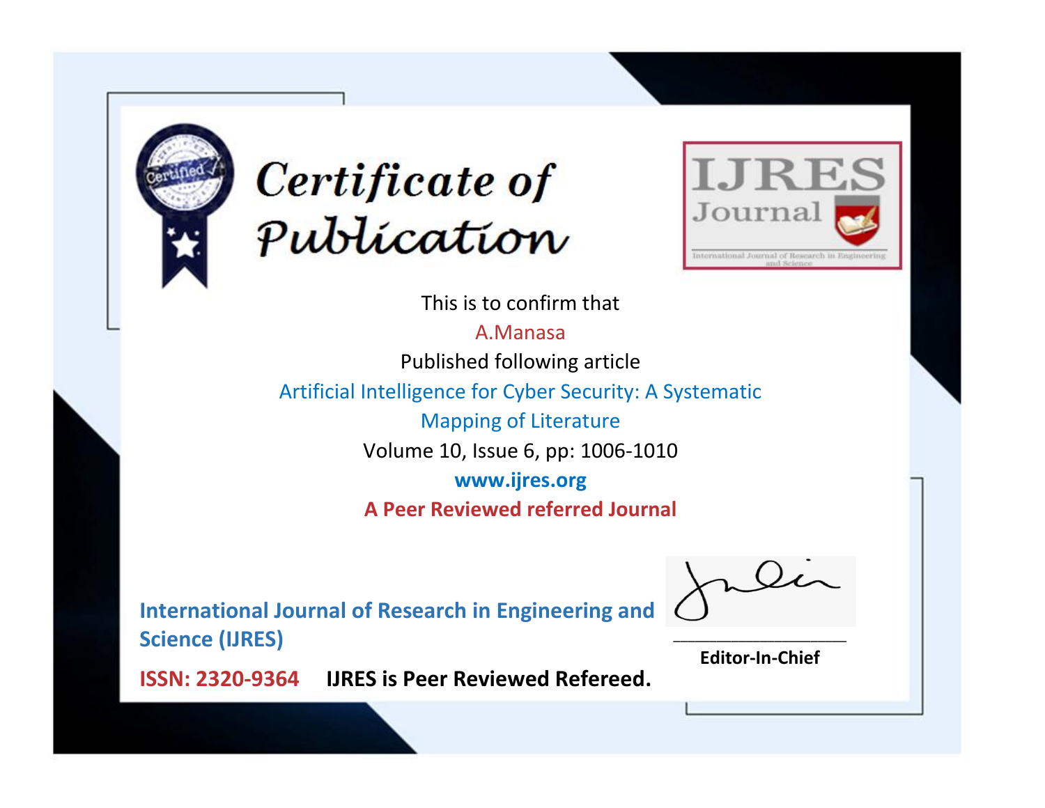# Certificate of Publication

IJRES Journal

International Journal of Research in Engineering and Science

This is to confirm that

A.Manasa

Published following article

Artificial Intelligence for Cyber Security: A Systematic Mapping of Literature

Volume 10, Issue 6, pp: 1006-1010

www.ijres.org

**A Peer Reviewed referred Journal**

**International Journal of Research in Engineering and Science (IJRES)**

**ISSN: 2320-9364** **IJRES is Peer Reviewed Refereed.**

**Editor-In-Chief**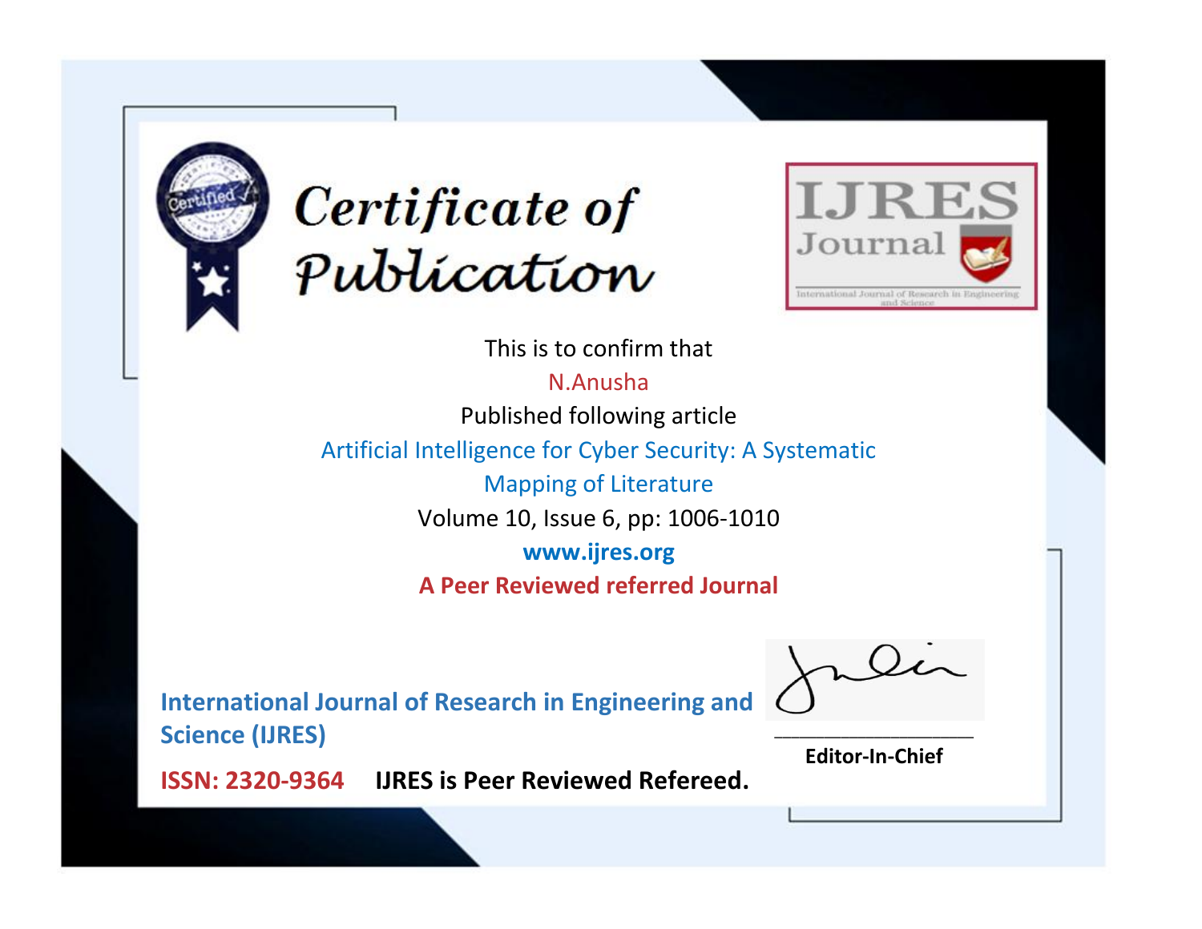# Certificate of Publication

IJRES Journal

International Journal of Research in Engineering and Science

This is to confirm that

N.Anusha

Published following article

Artificial Intelligence for Cyber Security: A Systematic Mapping of Literature

Volume 10, Issue 6, pp: 1006-1010

www.ijres.org

**A Peer Reviewed referred Journal**

**International Journal of Research in Engineering and Science (IJRES)**

**Editor-In-Chief**

**ISSN: 2320-9364** **IJRES is Peer Reviewed Refereed.**